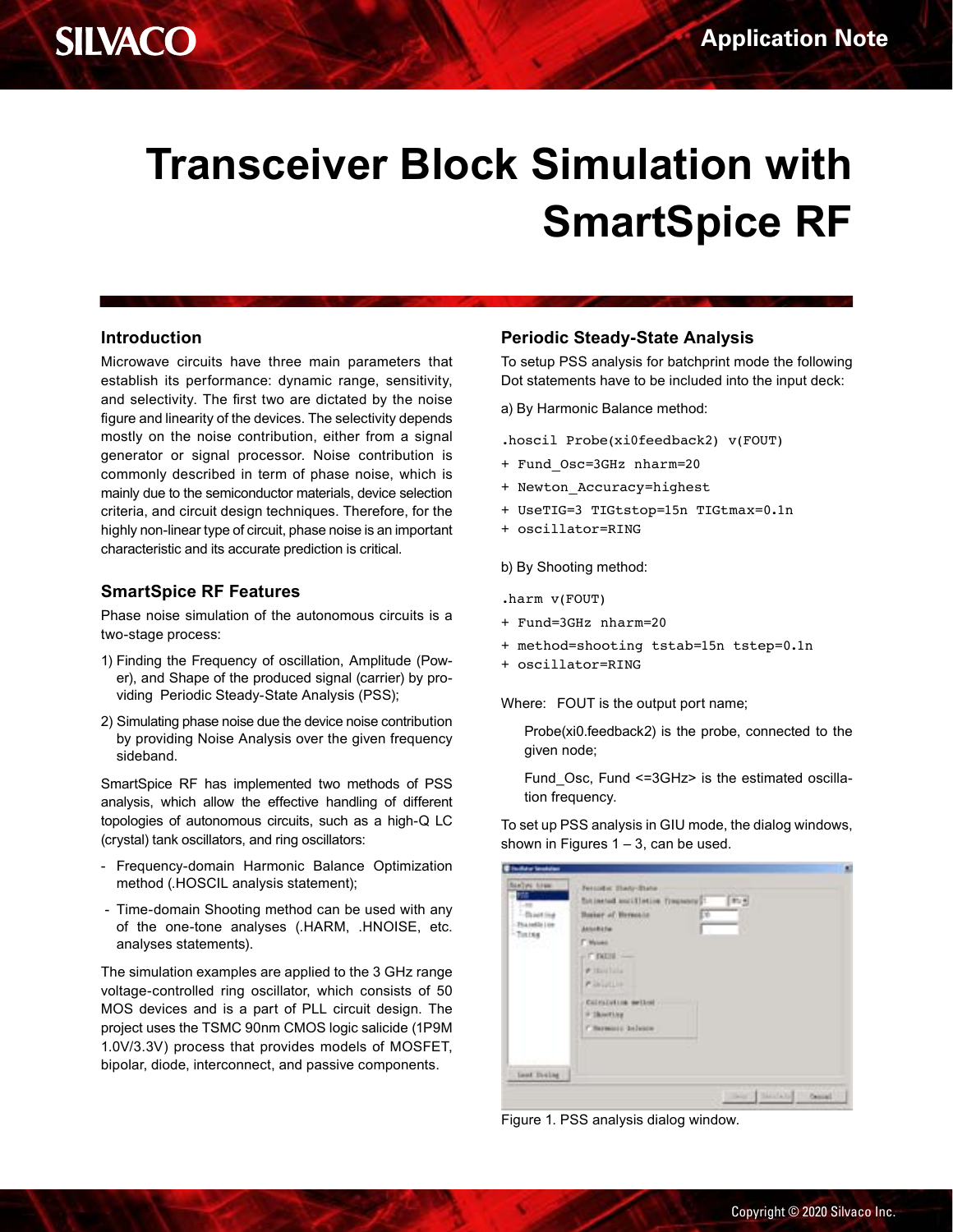# Transceiver Block Simulation with SmartSpice RF

## Introduction

Microwave circuits have three main parameters that establish its performance: dynamic range, sensitivity, and selectivity. The first two are dictated by the noise figure and linearity of the devices. The selectivity depends mostly on the noise contribution, either from a signal generator or signal processor. Noise contribution is commonly described in term of phase noise, which is mainly due to the semiconductor materials, device selection criteria, and circuit design techniques. Therefore, for the highly non-linear type of circuit, phase noise is an important characteristic and its accurate prediction is critical.

## SmartSpice RF Features

Phase noise simulation of the autonomous circuits is a two-stage process:

1) Finding the Frequency of oscillation, Amplitude (Power), and Shape of the produced signal (carrier) by providing Periodic Steady-State Analysis (PSS);
2) Simulating phase noise due the device noise contribution by providing Noise Analysis over the given frequency sideband.

SmartSpice RF has implemented two methods of PSS analysis, which allow the effective handling of different topologies of autonomous circuits, such as a high-Q LC (crystal) tank oscillators, and ring oscillators:

- Frequency-domain Harmonic Balance Optimization method (.HOSCIL analysis statement);
- Time-domain Shooting method can be used with any of the one-tone analyses (.HARM, .HNOISE, etc. analyses statements).

The simulation examples are applied to the 3 GHz range voltage-controlled ring oscillator, which consists of 50 MOS devices and is a part of PLL circuit design. The project uses the TSMC 90nm CMOS logic salicide (1P9M 1.0V/3.3V) process that provides models of MOSFET, bipolar, diode, interconnect, and passive components.

## Periodic Steady-State Analysis

To setup PSS analysis for batchprint mode the following Dot statements have to be included into the input deck:

a) By Harmonic Balance method:

```
.hoscil Probe(xi0feedback2) v(FOUT)
+ Fund_Osc=3GHz nharm=20
+ Newton_Accuracy=highest
+ UseTIG=3 TIGtstop=15n TIGtmax=0.1n
+ oscillator=RING
```

b) By Shooting method:

```
.harm v(FOUT)
+ Fund=3GHz nharm=20
+ method=shooting tstab=15n tstep=0.1n
+ oscillator=RING
```

Where: FOUT is the output port name;

Probe(xi0.feedback2) is the probe, connected to the given node;

Fund_Osc, Fund <=3GHz> is the estimated oscillation frequency.

To set up PSS analysis in GIU mode, the dialog windows, shown in Figures 1 – 3, can be used.

Figure 1. PSS analysis dialog window.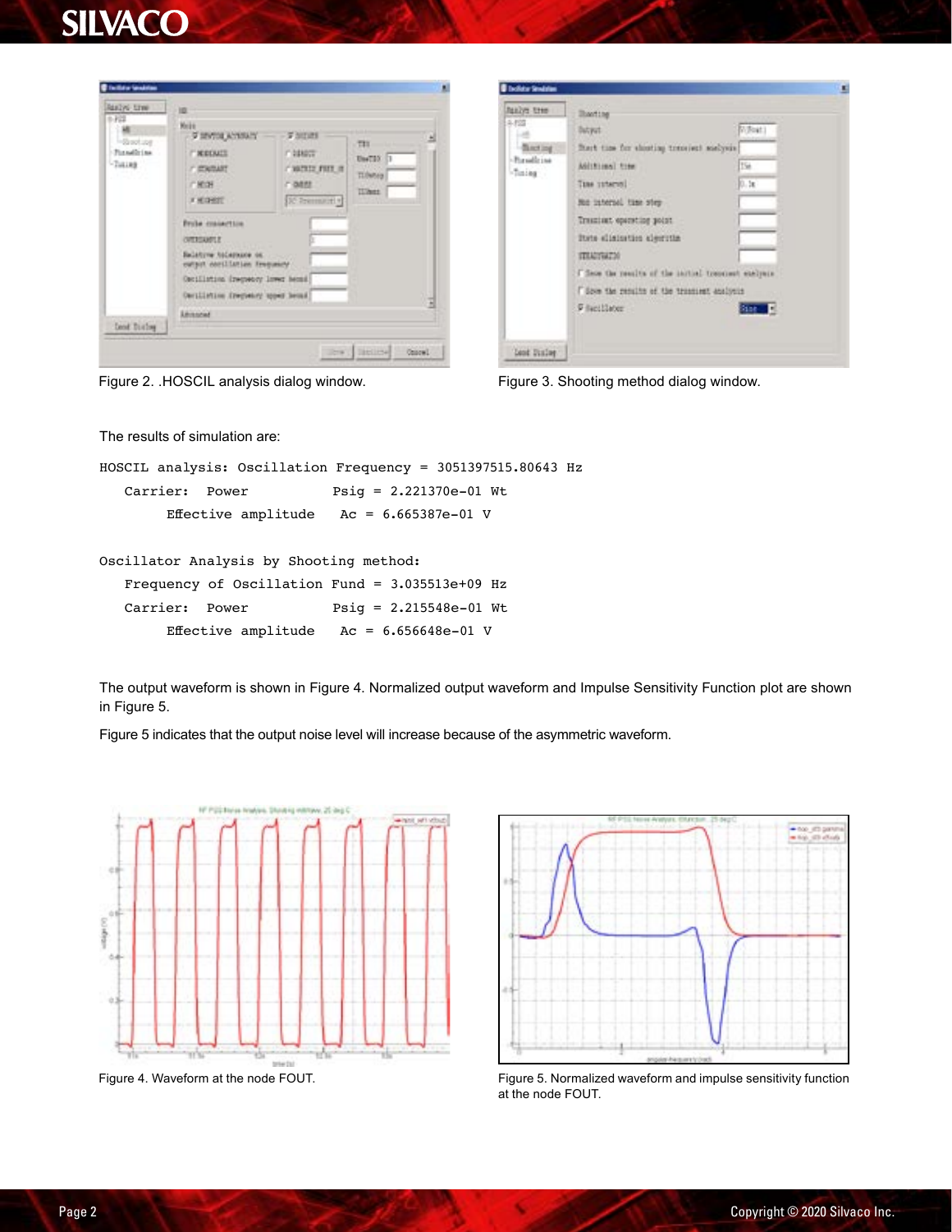Figure 2. .HOSCIL analysis dialog window.

Figure 3. Shooting method dialog window.

The results of simulation are:

```
HOSCIL analysis: Oscillation Frequency = 3051397515.80643 Hz
   Carrier:  Power           Psig = 2.221370e-01 Wt
        Effective amplitude   Ac = 6.665387e-01 V

Oscillator Analysis by Shooting method:
   Frequency of Oscillation Fund = 3.035513e+09 Hz
   Carrier:  Power           Psig = 2.215548e-01 Wt
        Effective amplitude   Ac = 6.656648e-01 V
```

The output waveform is shown in Figure 4. Normalized output waveform and Impulse Sensitivity Function plot are shown in Figure 5.

Figure 5 indicates that the output noise level will increase because of the asymmetric waveform.

Figure 4. Waveform at the node FOUT.

Figure 5. Normalized waveform and impulse sensitivity function at the node FOUT.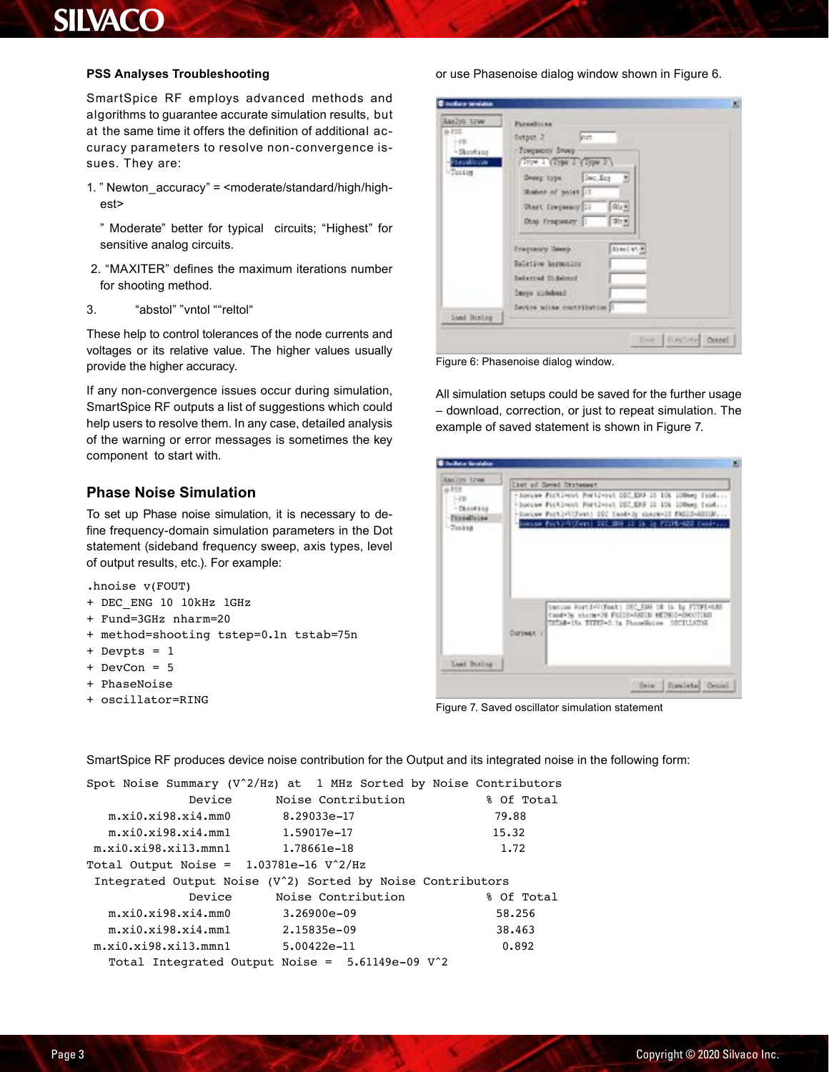**PSS Analyses Troubleshooting**

SmartSpice RF employs advanced methods and algorithms to guarantee accurate simulation results, but at the same time it offers the definition of additional accuracy parameters to resolve non-convergence issues. They are:

1. " Newton_accuracy" = <moderate/standard/high/highest>

   " Moderate" better for typical circuits; "Highest" for sensitive analog circuits.

2. "MAXITER" defines the maximum iterations number for shooting method.

3. "abstol" "vntol ""reltol"

These help to control tolerances of the node currents and voltages or its relative value. The higher values usually provide the higher accuracy.

If any non-convergence issues occur during simulation, SmartSpice RF outputs a list of suggestions which could help users to resolve them. In any case, detailed analysis of the warning or error messages is sometimes the key component to start with.

## Phase Noise Simulation

To set up Phase noise simulation, it is necessary to define frequency-domain simulation parameters in the Dot statement (sideband frequency sweep, axis types, level of output results, etc.). For example:

```
.hnoise v(FOUT)
+ DEC_ENG 10 10kHz 1GHz
+ Fund=3GHz nharm=20
+ method=shooting tstep=0.1n tstab=75n
+ Devpts = 1
+ DevCon = 5
+ PhaseNoise
+ oscillator=RING
```

or use Phasenoise dialog window shown in Figure 6.

Figure 6: Phasenoise dialog window.

All simulation setups could be saved for the further usage – download, correction, or just to repeat simulation. The example of saved statement is shown in Figure 7.

Figure 7. Saved oscillator simulation statement

SmartSpice RF produces device noise contribution for the Output and its integrated noise in the following form:

```
Spot Noise Summary (V^2/Hz) at  1 MHz Sorted by Noise Contributors
              Device      Noise Contribution          % Of Total
   m.xi0.xi98.xi4.mm0      8.29033e-17                 79.88
   m.xi0.xi98.xi4.mm1      1.59017e-17                 15.32
 m.xi0.xi98.xi13.mmn1      1.78661e-18                  1.72
Total Output Noise =  1.03781e-16 V^2/Hz
 Integrated Output Noise (V^2) Sorted by Noise Contributors
              Device      Noise Contribution          % Of Total
   m.xi0.xi98.xi4.mm0      3.26900e-09                 58.256
   m.xi0.xi98.xi4.mm1      2.15835e-09                 38.463
 m.xi0.xi98.xi13.mmn1      5.00422e-11                  0.892
   Total Integrated Output Noise =  5.61149e-09 V^2
```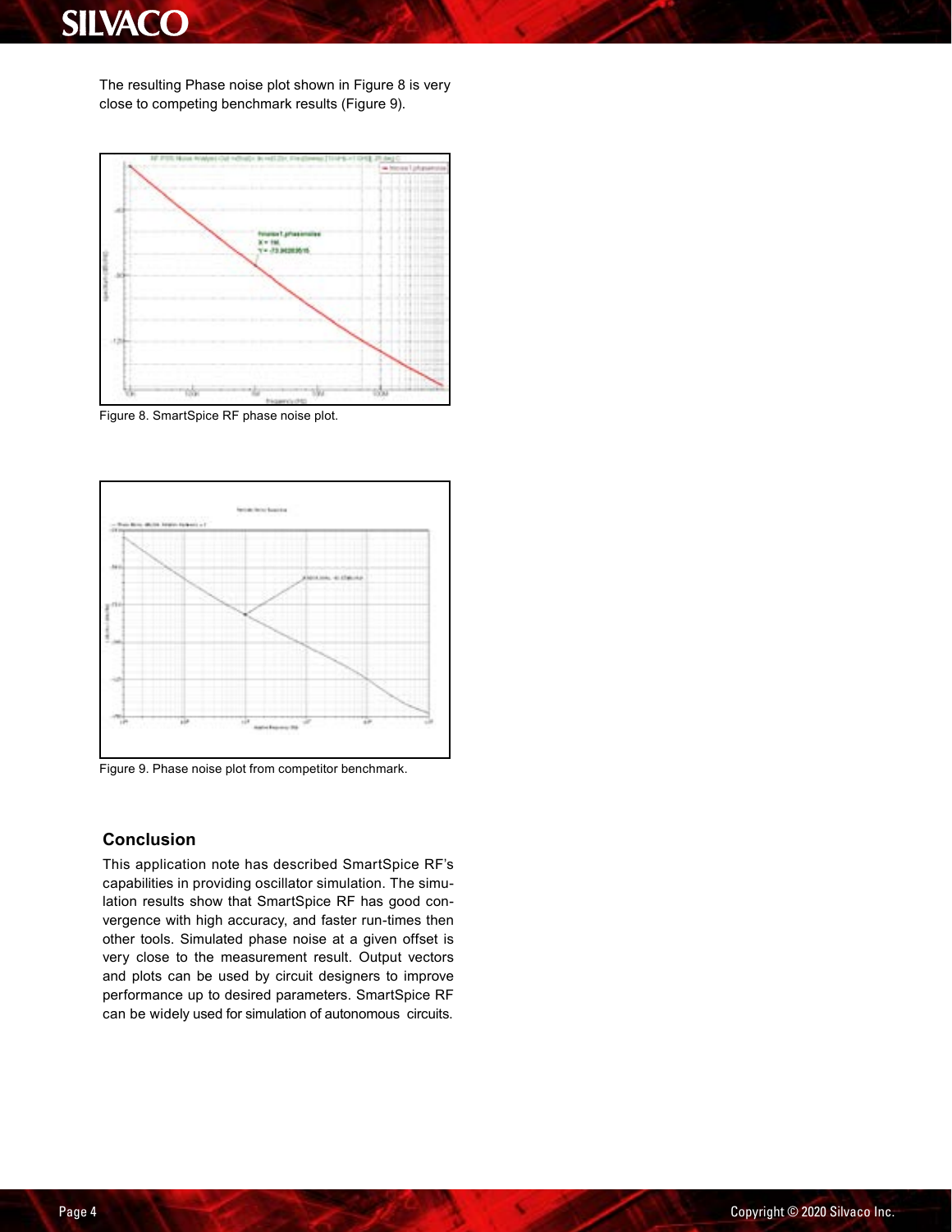The resulting Phase noise plot shown in Figure 8 is very close to competing benchmark results (Figure 9).

Figure 8. SmartSpice RF phase noise plot.

Figure 9. Phase noise plot from competitor benchmark.

## Conclusion

This application note has described SmartSpice RF's capabilities in providing oscillator simulation. The simulation results show that SmartSpice RF has good convergence with high accuracy, and faster run-times then other tools. Simulated phase noise at a given offset is very close to the measurement result. Output vectors and plots can be used by circuit designers to improve performance up to desired parameters. SmartSpice RF can be widely used for simulation of autonomous circuits.